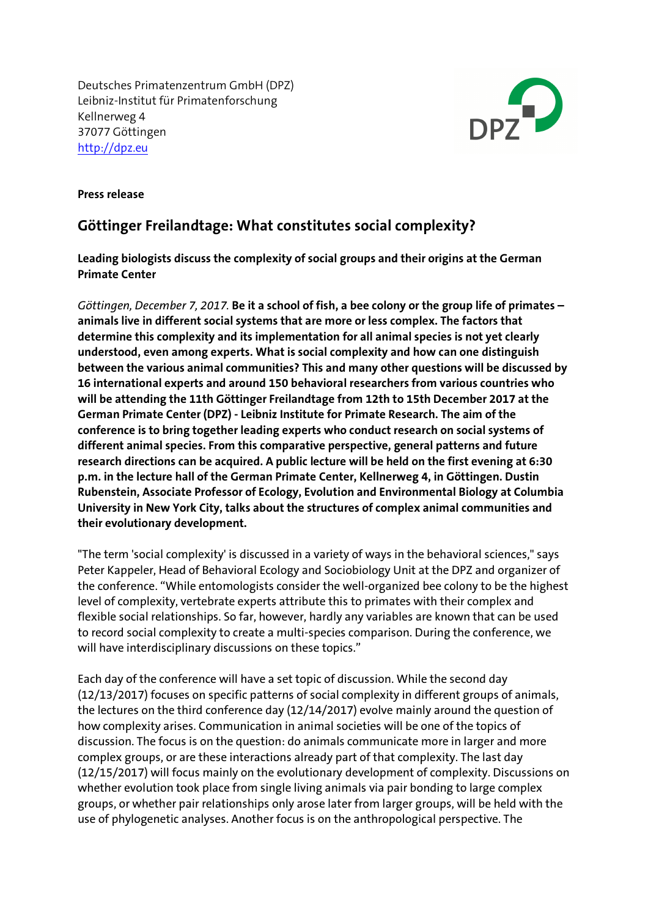Deutsches Primatenzentrum GmbH (DPZ)
Leibniz-Institut für Primatenforschung
Kellnerweg 4
37077 Göttingen
http://dpz.eu

**Press release**

## Göttinger Freilandtage: What constitutes social complexity?

**Leading biologists discuss the complexity of social groups and their origins at the German Primate Center**

*Göttingen, December 7, 2017.* **Be it a school of fish, a bee colony or the group life of primates – animals live in different social systems that are more or less complex. The factors that determine this complexity and its implementation for all animal species is not yet clearly understood, even among experts. What is social complexity and how can one distinguish between the various animal communities? This and many other questions will be discussed by 16 international experts and around 150 behavioral researchers from various countries who will be attending the 11th Göttinger Freilandtage from 12th to 15th December 2017 at the German Primate Center (DPZ) - Leibniz Institute for Primate Research. The aim of the conference is to bring together leading experts who conduct research on social systems of different animal species. From this comparative perspective, general patterns and future research directions can be acquired. A public lecture will be held on the first evening at 6:30 p.m. in the lecture hall of the German Primate Center, Kellnerweg 4, in Göttingen. Dustin Rubenstein, Associate Professor of Ecology, Evolution and Environmental Biology at Columbia University in New York City, talks about the structures of complex animal communities and their evolutionary development.**

"The term 'social complexity' is discussed in a variety of ways in the behavioral sciences," says Peter Kappeler, Head of Behavioral Ecology and Sociobiology Unit at the DPZ and organizer of the conference. "While entomologists consider the well-organized bee colony to be the highest level of complexity, vertebrate experts attribute this to primates with their complex and flexible social relationships. So far, however, hardly any variables are known that can be used to record social complexity to create a multi-species comparison. During the conference, we will have interdisciplinary discussions on these topics."

Each day of the conference will have a set topic of discussion. While the second day (12/13/2017) focuses on specific patterns of social complexity in different groups of animals, the lectures on the third conference day (12/14/2017) evolve mainly around the question of how complexity arises. Communication in animal societies will be one of the topics of discussion. The focus is on the question: do animals communicate more in larger and more complex groups, or are these interactions already part of that complexity. The last day (12/15/2017) will focus mainly on the evolutionary development of complexity. Discussions on whether evolution took place from single living animals via pair bonding to large complex groups, or whether pair relationships only arose later from larger groups, will be held with the use of phylogenetic analyses. Another focus is on the anthropological perspective. The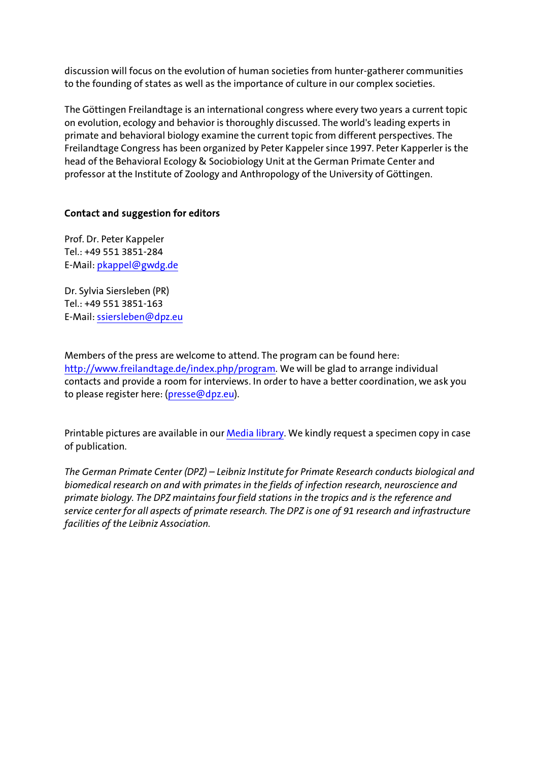discussion will focus on the evolution of human societies from hunter-gatherer communities to the founding of states as well as the importance of culture in our complex societies.

The Göttingen Freilandtage is an international congress where every two years a current topic on evolution, ecology and behavior is thoroughly discussed. The world's leading experts in primate and behavioral biology examine the current topic from different perspectives. The Freilandtage Congress has been organized by Peter Kappeler since 1997. Peter Kapperler is the head of the Behavioral Ecology & Sociobiology Unit at the German Primate Center and professor at the Institute of Zoology and Anthropology of the University of Göttingen.

**Contact and suggestion for editors**

Prof. Dr. Peter Kappeler
Tel.: +49 551 3851-284
E-Mail: pkappel@gwdg.de

Dr. Sylvia Siersleben (PR)
Tel.: +49 551 3851-163
E-Mail: ssiersleben@dpz.eu

Members of the press are welcome to attend. The program can be found here: http://www.freilandtage.de/index.php/program. We will be glad to arrange individual contacts and provide a room for interviews. In order to have a better coordination, we ask you to please register here: (presse@dpz.eu).

Printable pictures are available in our Media library. We kindly request a specimen copy in case of publication.

*The German Primate Center (DPZ) – Leibniz Institute for Primate Research conducts biological and biomedical research on and with primates in the fields of infection research, neuroscience and primate biology. The DPZ maintains four field stations in the tropics and is the reference and service center for all aspects of primate research. The DPZ is one of 91 research and infrastructure facilities of the Leibniz Association.*